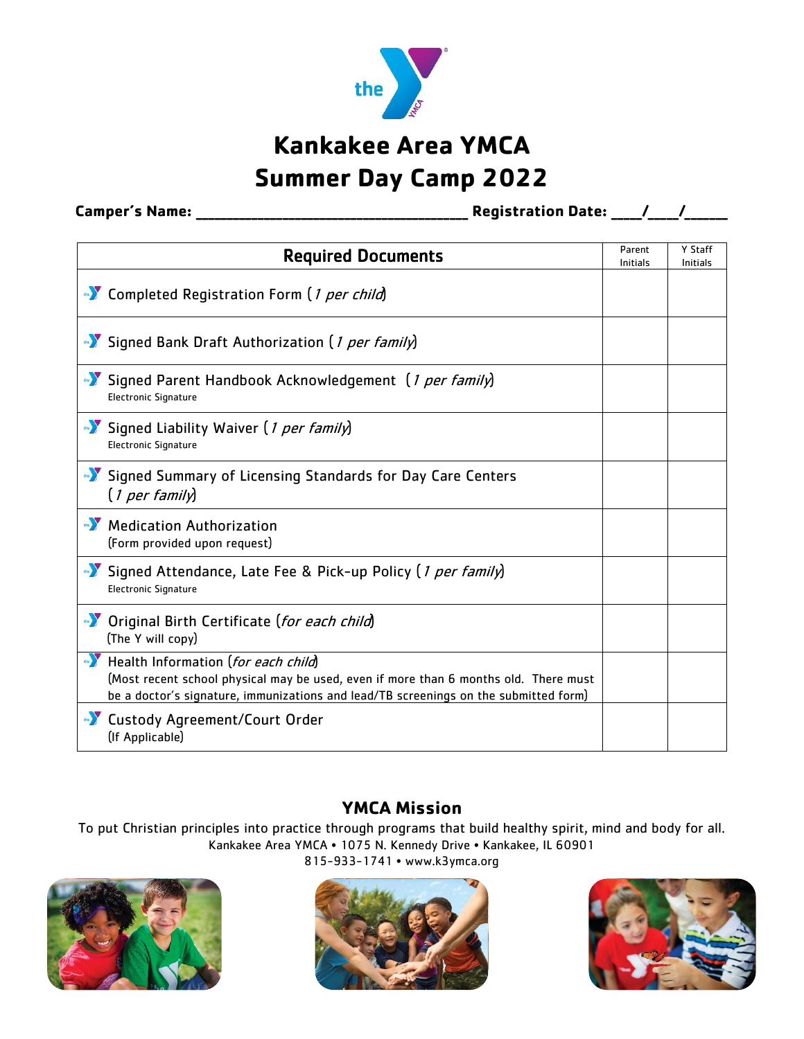# Kankakee Area YMCA
# Summer Day Camp 2022

**Camper's Name: ____________________________________ Registration Date: ____/____/______**

| Required Documents | Parent Initials | Y Staff Initials |
|---|---|---|
| Completed Registration Form (*1 per child*) | | |
| Signed Bank Draft Authorization (*1 per family*) | | |
| Signed Parent Handbook Acknowledgement (*1 per family*) Electronic Signature | | |
| Signed Liability Waiver (*1 per family*) Electronic Signature | | |
| Signed Summary of Licensing Standards for Day Care Centers (*1 per family*) | | |
| Medication Authorization (Form provided upon request) | | |
| Signed Attendance, Late Fee & Pick-up Policy (*1 per family*) Electronic Signature | | |
| Original Birth Certificate (*for each child*) (The Y will copy) | | |
| Health Information (*for each child*) (Most recent school physical may be used, even if more than 6 months old. There must be a doctor's signature, immunizations and lead/TB screenings on the submitted form) | | |
| Custody Agreement/Court Order (If Applicable) | | |

## YMCA Mission

To put Christian principles into practice through programs that build healthy spirit, mind and body for all.

Kankakee Area YMCA • 1075 N. Kennedy Drive • Kankakee, IL 60901

815-933-1741 • www.k3ymca.org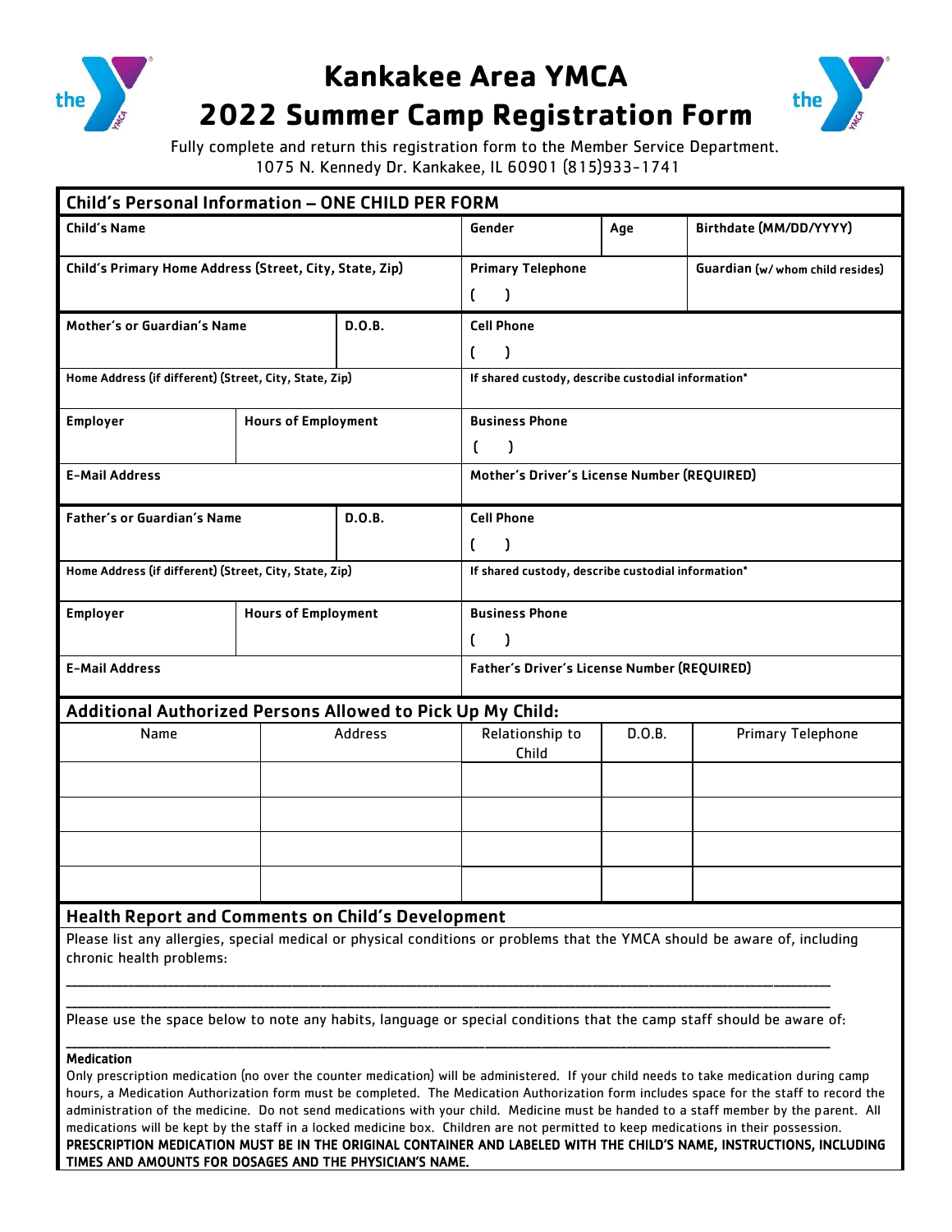# Kankakee Area YMCA

# 2022 Summer Camp Registration Form

Fully complete and return this registration form to the Member Service Department.
1075 N. Kennedy Dr. Kankakee, IL 60901 (815)933-1741

## Child's Personal Information – ONE CHILD PER FORM

| Child's Name | | | Gender | Age | Birthdate (MM/DD/YYYY) |
|---|---|---|---|---|---|
| **Child's Primary Home Address (Street, City, State, Zip)** | | | **Primary Telephone** ( ) | | **Guardian** (w/ whom child resides) |
| **Mother's or Guardian's Name** | | **D.O.B.** | **Cell Phone** ( ) | | |
| **Home Address (if different) (Street, City, State, Zip)** | | | **If shared custody, describe custodial information\*** | | |
| **Employer** | **Hours of Employment** | | **Business Phone** ( ) | | |
| **E-Mail Address** | | | **Mother's Driver's License Number (REQUIRED)** | | |
| **Father's or Guardian's Name** | | **D.O.B.** | **Cell Phone** ( ) | | |
| **Home Address (if different) (Street, City, State, Zip)** | | | **If shared custody, describe custodial information\*** | | |
| **Employer** | **Hours of Employment** | | **Business Phone** ( ) | | |
| **E-Mail Address** | | | **Father's Driver's License Number (REQUIRED)** | | |

## Additional Authorized Persons Allowed to Pick Up My Child:

| Name | Address | Relationship to Child | D.O.B. | Primary Telephone |
|---|---|---|---|---|
| | | | | |
| | | | | |
| | | | | |
| | | | | |

## Health Report and Comments on Child's Development

Please list any allergies, special medical or physical conditions or problems that the YMCA should be aware of, including chronic health problems:

\_\_\_\_\_\_\_\_\_\_\_\_\_\_\_\_\_\_\_\_\_\_\_\_\_\_\_\_\_\_\_\_\_\_\_\_\_\_\_\_\_\_\_\_\_\_\_\_\_\_\_\_\_\_\_\_\_\_\_\_\_\_\_\_\_\_\_\_\_\_\_\_\_\_\_\_

\_\_\_\_\_\_\_\_\_\_\_\_\_\_\_\_\_\_\_\_\_\_\_\_\_\_\_\_\_\_\_\_\_\_\_\_\_\_\_\_\_\_\_\_\_\_\_\_\_\_\_\_\_\_\_\_\_\_\_\_\_\_\_\_\_\_\_\_\_\_\_\_\_\_\_\_

Please use the space below to note any habits, language or special conditions that the camp staff should be aware of:

\_\_\_\_\_\_\_\_\_\_\_\_\_\_\_\_\_\_\_\_\_\_\_\_\_\_\_\_\_\_\_\_\_\_\_\_\_\_\_\_\_\_\_\_\_\_\_\_\_\_\_\_\_\_\_\_\_\_\_\_\_\_\_\_\_\_\_\_\_\_\_\_\_\_\_\_

**Medication**

Only prescription medication (no over the counter medication) will be administered. If your child needs to take medication during camp hours, a Medication Authorization form must be completed. The Medication Authorization form includes space for the staff to record the administration of the medicine. Do not send medications with your child. Medicine must be handed to a staff member by the parent. All medications will be kept by the staff in a locked medicine box. Children are not permitted to keep medications in their possession.

**PRESCRIPTION MEDICATION MUST BE IN THE ORIGINAL CONTAINER AND LABELED WITH THE CHILD'S NAME, INSTRUCTIONS, INCLUDING TIMES AND AMOUNTS FOR DOSAGES AND THE PHYSICIAN'S NAME.**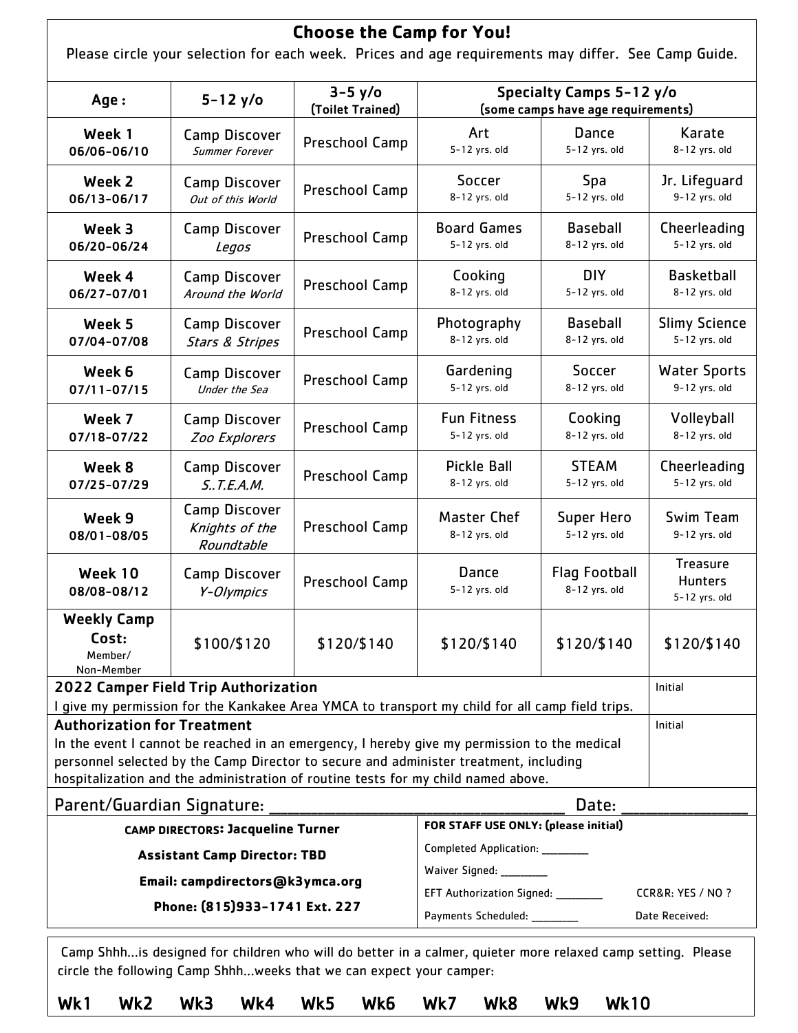## Choose the Camp for You!

Please circle your selection for each week. Prices and age requirements may differ. See Camp Guide.

| Age : | 5-12 y/o | 3-5 y/o (Toilet Trained) | Specialty Camps 5-12 y/o (some camps have age requirements) | | |
|---|---|---|---|---|---|
| **Week 1** 06/06-06/10 | Camp Discover *Summer Forever* | Preschool Camp | Art 5-12 yrs. old | Dance 5-12 yrs. old | Karate 8-12 yrs. old |
| **Week 2** 06/13-06/17 | Camp Discover *Out of this World* | Preschool Camp | Soccer 8-12 yrs. old | Spa 5-12 yrs. old | Jr. Lifeguard 9-12 yrs. old |
| **Week 3** 06/20-06/24 | Camp Discover *Legos* | Preschool Camp | Board Games 5-12 yrs. old | Baseball 8-12 yrs. old | Cheerleading 5-12 yrs. old |
| **Week 4** 06/27-07/01 | Camp Discover *Around the World* | Preschool Camp | Cooking 8-12 yrs. old | DIY 5-12 yrs. old | Basketball 8-12 yrs. old |
| **Week 5** 07/04-07/08 | Camp Discover *Stars & Stripes* | Preschool Camp | Photography 8-12 yrs. old | Baseball 8-12 yrs. old | Slimy Science 5-12 yrs. old |
| **Week 6** 07/11-07/15 | Camp Discover *Under the Sea* | Preschool Camp | Gardening 5-12 yrs. old | Soccer 8-12 yrs. old | Water Sports 9-12 yrs. old |
| **Week 7** 07/18-07/22 | Camp Discover *Zoo Explorers* | Preschool Camp | Fun Fitness 5-12 yrs. old | Cooking 8-12 yrs. old | Volleyball 8-12 yrs. old |
| **Week 8** 07/25-07/29 | Camp Discover *S..T.E.A.M.* | Preschool Camp | Pickle Ball 8-12 yrs. old | STEAM 5-12 yrs. old | Cheerleading 5-12 yrs. old |
| **Week 9** 08/01-08/05 | Camp Discover *Knights of the Roundtable* | Preschool Camp | Master Chef 8-12 yrs. old | Super Hero 5-12 yrs. old | Swim Team 9-12 yrs. old |
| **Week 10** 08/08-08/12 | Camp Discover *Y-Olympics* | Preschool Camp | Dance 5-12 yrs. old | Flag Football 8-12 yrs. old | Treasure Hunters 5-12 yrs. old |
| **Weekly Camp Cost:** Member/ Non-Member | $100/$120 | $120/$140 | $120/$140 | $120/$140 | $120/$140 |

| | |
|---|---|
| **2022 Camper Field Trip Authorization** I give my permission for the Kankakee Area YMCA to transport my child for all camp field trips. | Initial |
| **Authorization for Treatment** In the event I cannot be reached in an emergency, I hereby give my permission to the medical personnel selected by the Camp Director to secure and administer treatment, including hospitalization and the administration of routine tests for my child named above. | Initial |

Parent/Guardian Signature: ______________________________ Date: ____________

**CAMP DIRECTORS: Jacqueline Turner**

**Assistant Camp Director: TBD**

**Email: campdirectors@k3ymca.org**

**Phone: (815)933-1741 Ext. 227**

**FOR STAFF USE ONLY: (please initial)**

Completed Application: ________

Waiver Signed: ________

EFT Authorization Signed: ________ CCR&R: YES / NO ?

Payments Scheduled: ________ Date Received:

Camp Shhh…is designed for children who will do better in a calmer, quieter more relaxed camp setting. Please circle the following Camp Shhh…weeks that we can expect your camper:

**Wk1 Wk2 Wk3 Wk4 Wk5 Wk6 Wk7 Wk8 Wk9 Wk10**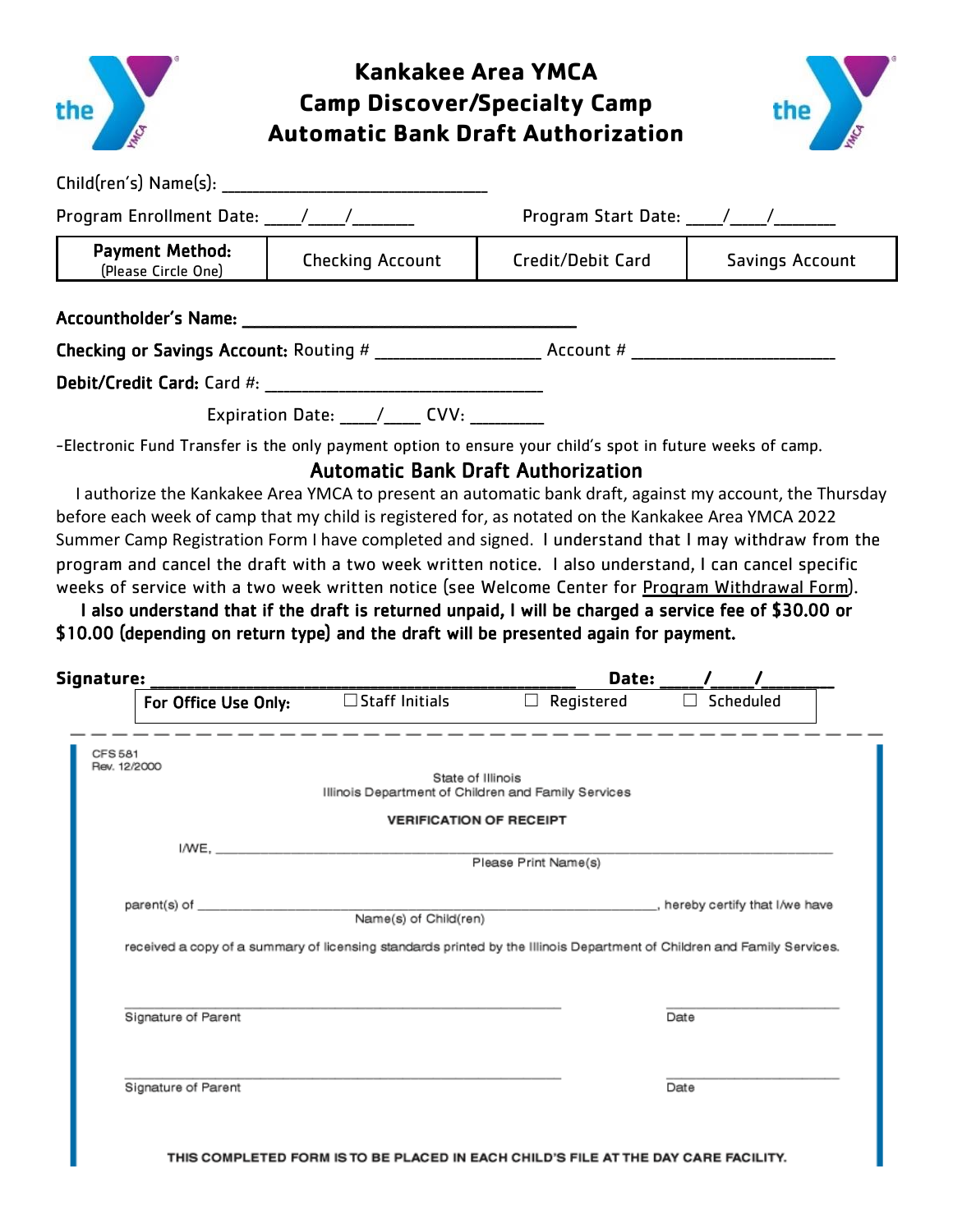# Kankakee Area YMCA
# Camp Discover/Specialty Camp
# Automatic Bank Draft Authorization

Child(ren's) Name(s): ______________________________

Program Enrollment Date: ____/____/_______ Program Start Date: ____/____/_______

| **Payment Method:** (Please Circle One) | Checking Account | Credit/Debit Card | Savings Account |
|---|---|---|---|

**Accountholder's Name:** ____________________________________

**Checking or Savings Account:** Routing # __________________ Account # ______________________

**Debit/Credit Card:** Card #: ______________________________

Expiration Date: ____/____ CVV: ________

-Electronic Fund Transfer is the only payment option to ensure your child's spot in future weeks of camp.

## Automatic Bank Draft Authorization

I authorize the Kankakee Area YMCA to present an automatic bank draft, against my account, the Thursday before each week of camp that my child is registered for, as notated on the Kankakee Area YMCA 2022 Summer Camp Registration Form I have completed and signed. I understand that I may withdraw from the program and cancel the draft with a two week written notice. I also understand, I can cancel specific weeks of service with a two week written notice (see Welcome Center for Program Withdrawal Form).

**I also understand that if the draft is returned unpaid, I will be charged a service fee of $30.00 or $10.00 (depending on return type) and the draft will be presented again for payment.**

**Signature:** ______________________________________________ **Date:** _____/_____/_______

| **For Office Use Only:** | ☐ Staff Initials | ☐ Registered | ☐ Scheduled |
|---|---|---|---|

---

CFS 581
Rev. 12/2000

State of Illinois
Illinois Department of Children and Family Services

**VERIFICATION OF RECEIPT**

I/WE, ____________________________________________________________
Please Print Name(s)

parent(s) of ______________________________________________, hereby certify that I/we have
Name(s) of Child(ren)

received a copy of a summary of licensing standards printed by the Illinois Department of Children and Family Services.

______________________________ ______________
Signature of Parent Date

______________________________ ______________
Signature of Parent Date

**THIS COMPLETED FORM IS TO BE PLACED IN EACH CHILD'S FILE AT THE DAY CARE FACILITY.**